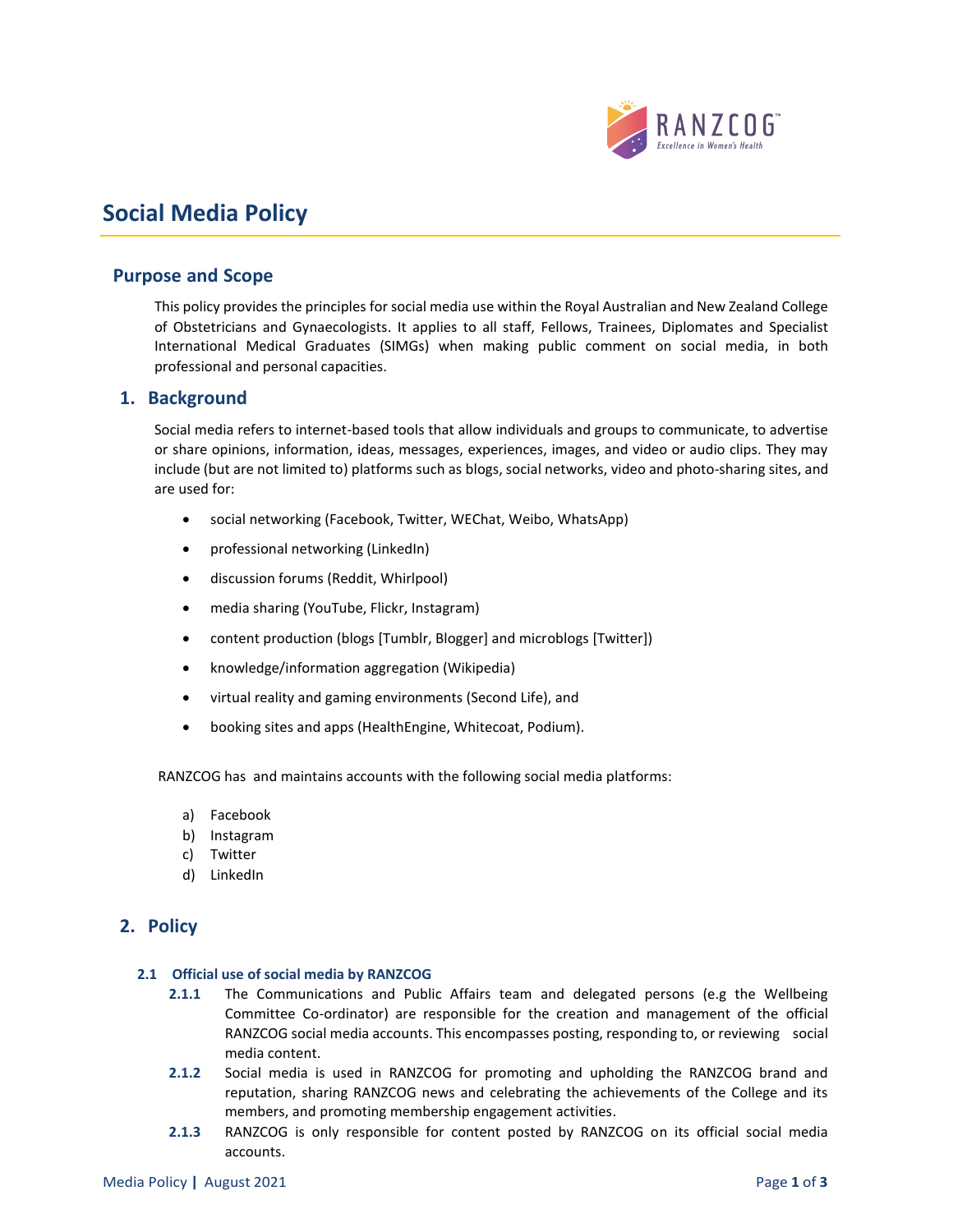# Social Media Policy

## Purpose and Scope

This policy provides the principles for social media use within the Royal Australian and New Zealand College of Obstetricians and Gynaecologists. It applies to all staff, Fellows, Trainees, Diplomates and Specialist International Medical Graduates (SIMGs) when making public comment on social media, in both professional and personal capacities.

## 1. Background

Social media refers to internet-based tools that allow individuals and groups to communicate, to advertise or share opinions, information, ideas, messages, experiences, images, and video or audio clips. They may include (but are not limited to) platforms such as blogs, social networks, video and photo-sharing sites, and are used for:

- social networking (Facebook, Twitter, WEChat, Weibo, WhatsApp)
- professional networking (LinkedIn)
- discussion forums (Reddit, Whirlpool)
- media sharing (YouTube, Flickr, Instagram)
- content production (blogs [Tumblr, Blogger] and microblogs [Twitter])
- knowledge/information aggregation (Wikipedia)
- virtual reality and gaming environments (Second Life), and
- booking sites and apps (HealthEngine, Whitecoat, Podium).

RANZCOG has and maintains accounts with the following social media platforms:

a) Facebook
b) Instagram
c) Twitter
d) LinkedIn

## 2. Policy

### 2.1 Official use of social media by RANZCOG

**2.1.1** The Communications and Public Affairs team and delegated persons (e.g the Wellbeing Committee Co-ordinator) are responsible for the creation and management of the official RANZCOG social media accounts. This encompasses posting, responding to, or reviewing social media content.

**2.1.2** Social media is used in RANZCOG for promoting and upholding the RANZCOG brand and reputation, sharing RANZCOG news and celebrating the achievements of the College and its members, and promoting membership engagement activities.

**2.1.3** RANZCOG is only responsible for content posted by RANZCOG on its official social media accounts.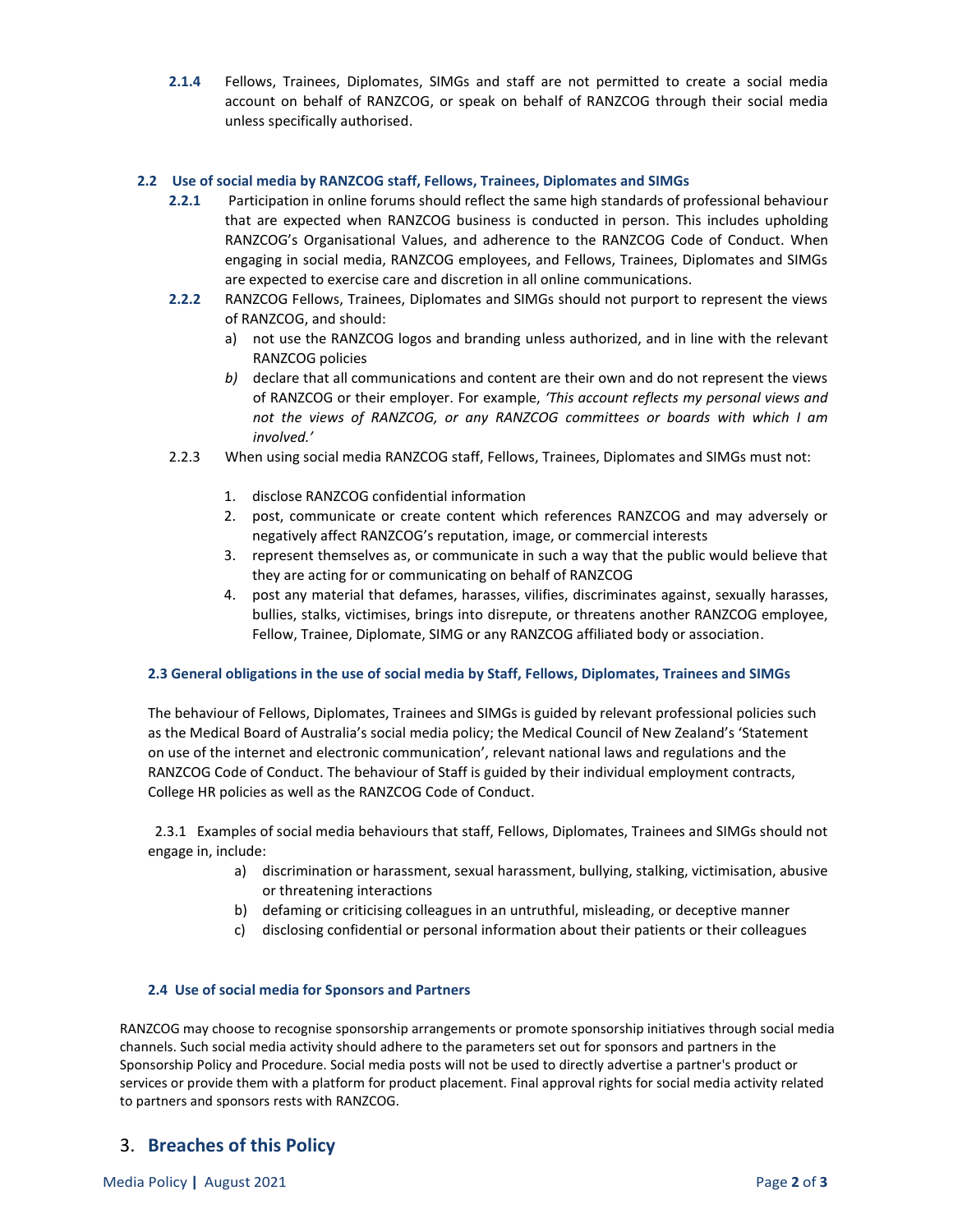**2.1.4** Fellows, Trainees, Diplomates, SIMGs and staff are not permitted to create a social media account on behalf of RANZCOG, or speak on behalf of RANZCOG through their social media unless specifically authorised.

### 2.2 Use of social media by RANZCOG staff, Fellows, Trainees, Diplomates and SIMGs

**2.2.1** Participation in online forums should reflect the same high standards of professional behaviour that are expected when RANZCOG business is conducted in person. This includes upholding RANZCOG's Organisational Values, and adherence to the RANZCOG Code of Conduct. When engaging in social media, RANZCOG employees, and Fellows, Trainees, Diplomates and SIMGs are expected to exercise care and discretion in all online communications.

**2.2.2** RANZCOG Fellows, Trainees, Diplomates and SIMGs should not purport to represent the views of RANZCOG, and should:

a) not use the RANZCOG logos and branding unless authorized, and in line with the relevant RANZCOG policies

*b)* declare that all communications and content are their own and do not represent the views of RANZCOG or their employer. For example, *'This account reflects my personal views and not the views of RANZCOG, or any RANZCOG committees or boards with which I am involved.'*

2.2.3 When using social media RANZCOG staff, Fellows, Trainees, Diplomates and SIMGs must not:

1. disclose RANZCOG confidential information
2. post, communicate or create content which references RANZCOG and may adversely or negatively affect RANZCOG's reputation, image, or commercial interests
3. represent themselves as, or communicate in such a way that the public would believe that they are acting for or communicating on behalf of RANZCOG
4. post any material that defames, harasses, vilifies, discriminates against, sexually harasses, bullies, stalks, victimises, brings into disrepute, or threatens another RANZCOG employee, Fellow, Trainee, Diplomate, SIMG or any RANZCOG affiliated body or association.

### 2.3 General obligations in the use of social media by Staff, Fellows, Diplomates, Trainees and SIMGs

The behaviour of Fellows, Diplomates, Trainees and SIMGs is guided by relevant professional policies such as the Medical Board of Australia's social media policy; the Medical Council of New Zealand's 'Statement on use of the internet and electronic communication', relevant national laws and regulations and the RANZCOG Code of Conduct. The behaviour of Staff is guided by their individual employment contracts, College HR policies as well as the RANZCOG Code of Conduct.

2.3.1 Examples of social media behaviours that staff, Fellows, Diplomates, Trainees and SIMGs should not engage in, include:

a) discrimination or harassment, sexual harassment, bullying, stalking, victimisation, abusive or threatening interactions
b) defaming or criticising colleagues in an untruthful, misleading, or deceptive manner
c) disclosing confidential or personal information about their patients or their colleagues

### 2.4 Use of social media for Sponsors and Partners

RANZCOG may choose to recognise sponsorship arrangements or promote sponsorship initiatives through social media channels. Such social media activity should adhere to the parameters set out for sponsors and partners in the Sponsorship Policy and Procedure. Social media posts will not be used to directly advertise a partner's product or services or provide them with a platform for product placement. Final approval rights for social media activity related to partners and sponsors rests with RANZCOG.

## 3. Breaches of this Policy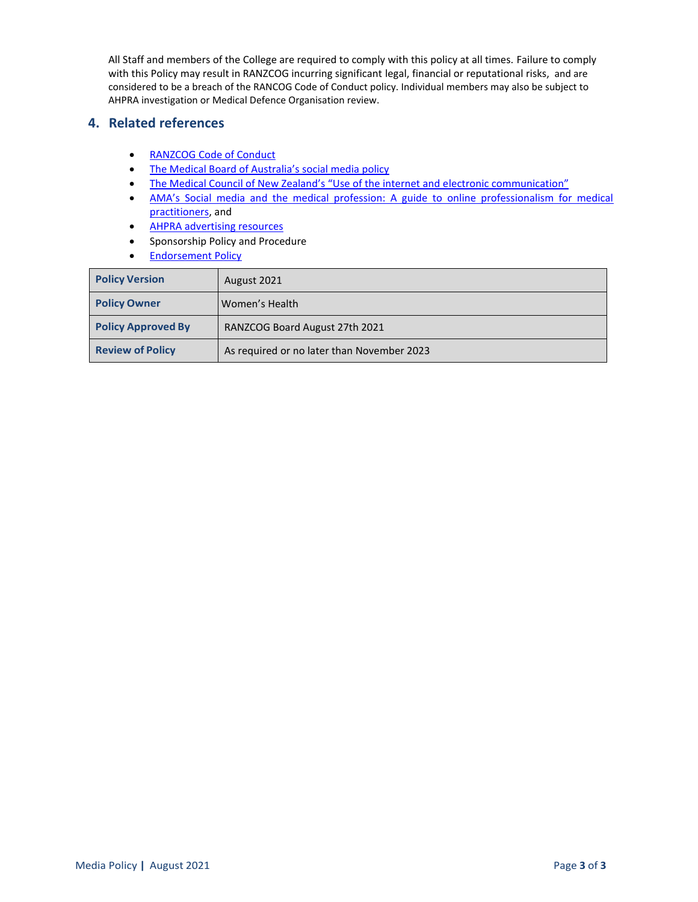All Staff and members of the College are required to comply with this policy at all times. Failure to comply with this Policy may result in RANZCOG incurring significant legal, financial or reputational risks, and are considered to be a breach of the RANCOG Code of Conduct policy. Individual members may also be subject to AHPRA investigation or Medical Defence Organisation review.

## 4. Related references

- RANZCOG Code of Conduct
- The Medical Board of Australia's social media policy
- The Medical Council of New Zealand's "Use of the internet and electronic communication"
- AMA's Social media and the medical profession: A guide to online professionalism for medical practitioners, and
- AHPRA advertising resources
- Sponsorship Policy and Procedure
- Endorsement Policy

| | |
|---|---|
| **Policy Version** | August 2021 |
| **Policy Owner** | Women's Health |
| **Policy Approved By** | RANZCOG Board August 27th 2021 |
| **Review of Policy** | As required or no later than November 2023 |